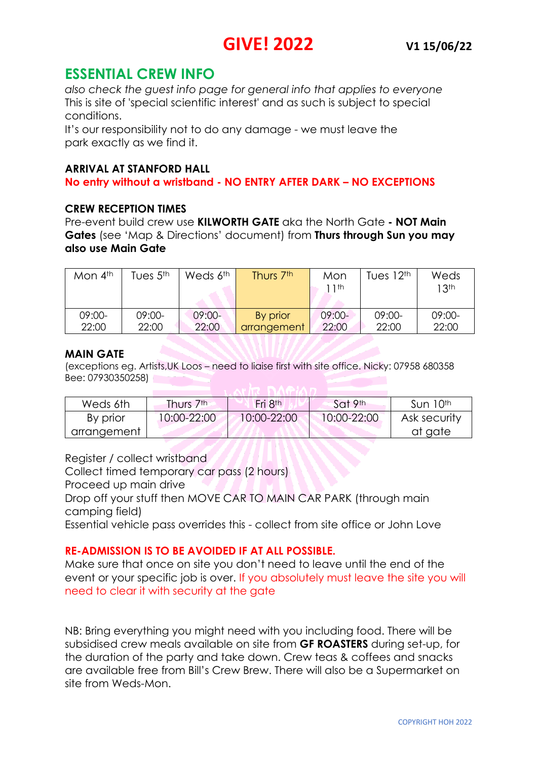# GIVE! 2022

**V1 15/06/22**

## ESSENTIAL CREW INFO

*also check the guest info page for general info that applies to everyone*
This is site of 'special scientific interest' and as such is subject to special conditions.
It's our responsibility not to do any damage - we must leave the park exactly as we find it.

### ARRIVAL AT STANFORD HALL

**No entry without a wristband - NO ENTRY AFTER DARK – NO EXCEPTIONS**

### CREW RECEPTION TIMES

Pre-event build crew use **KILWORTH GATE** aka the North Gate **- NOT Main Gates** (see 'Map & Directions' document) from **Thurs through Sun you may also use Main Gate**

| Mon 4th | Tues 5th | Weds 6th | Thurs 7th | Mon 11th | Tues 12th | Weds 13th |
|---|---|---|---|---|---|---|
| 09:00-22:00 | 09:00-22:00 | 09:00-22:00 | By prior arrangement | 09:00-22:00 | 09:00-22:00 | 09:00-22:00 |

### MAIN GATE

(exceptions eg. Artists,UK Loos – need to liaise first with site office. Nicky: 07958 680358 Bee: 07930350258)

| Weds 6th | Thurs 7th | Fri 8th | Sat 9th | Sun 10th |
|---|---|---|---|---|
| By prior arrangement | 10:00-22:00 | 10:00-22:00 | 10:00-22:00 | Ask security at gate |

Register / collect wristband
Collect timed temporary car pass (2 hours)
Proceed up main drive
Drop off your stuff then MOVE CAR TO MAIN CAR PARK (through main camping field)
Essential vehicle pass overrides this - collect from site office or John Love

### RE-ADMISSION IS TO BE AVOIDED IF AT ALL POSSIBLE.

Make sure that once on site you don't need to leave until the end of the event or your specific job is over. If you absolutely must leave the site you will need to clear it with security at the gate

NB: Bring everything you might need with you including food. There will be subsidised crew meals available on site from **GF ROASTERS** during set-up, for the duration of the party and take down. Crew teas & coffees and snacks are available free from Bill's Crew Brew. There will also be a Supermarket on site from Weds-Mon.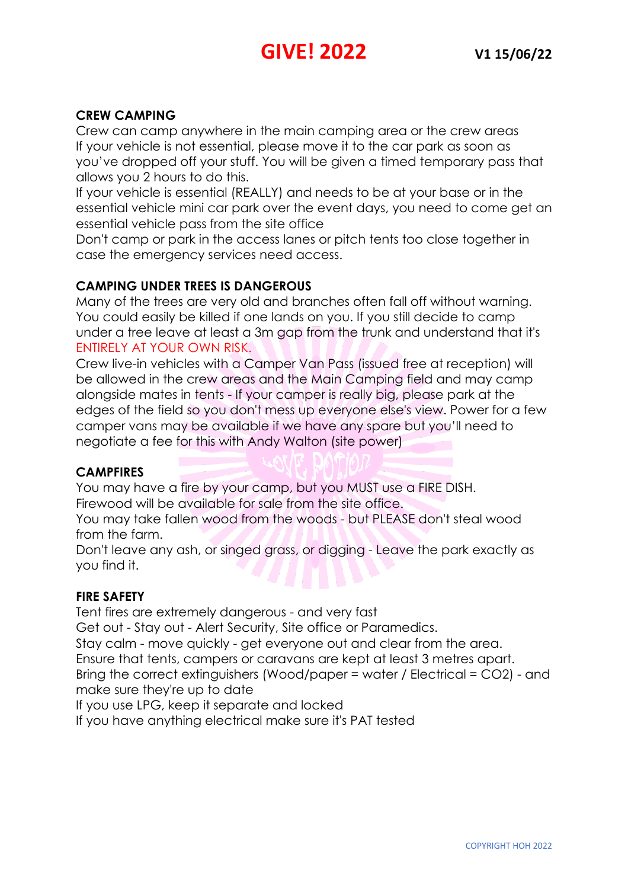## CREW CAMPING

Crew can camp anywhere in the main camping area or the crew areas
If your vehicle is not essential, please move it to the car park as soon as you've dropped off your stuff. You will be given a timed temporary pass that allows you 2 hours to do this.
If your vehicle is essential (REALLY) and needs to be at your base or in the essential vehicle mini car park over the event days, you need to come get an essential vehicle pass from the site office
Don't camp or park in the access lanes or pitch tents too close together in case the emergency services need access.

## CAMPING UNDER TREES IS DANGEROUS

Many of the trees are very old and branches often fall off without warning. You could easily be killed if one lands on you. If you still decide to camp under a tree leave at least a 3m gap from the trunk and understand that it's ENTIRELY AT YOUR OWN RISK.
Crew live-in vehicles with a Camper Van Pass (issued free at reception) will be allowed in the crew areas and the Main Camping field and may camp alongside mates in tents - If your camper is really big, please park at the edges of the field so you don't mess up everyone else's view. Power for a few camper vans may be available if we have any spare but you'll need to negotiate a fee for this with Andy Walton (site power)

## CAMPFIRES

You may have a fire by your camp, but you MUST use a FIRE DISH.
Firewood will be available for sale from the site office.
You may take fallen wood from the woods - but PLEASE don't steal wood from the farm.
Don't leave any ash, or singed grass, or digging - Leave the park exactly as you find it.

## FIRE SAFETY

Tent fires are extremely dangerous - and very fast
Get out - Stay out - Alert Security, Site office or Paramedics.
Stay calm - move quickly - get everyone out and clear from the area.
Ensure that tents, campers or caravans are kept at least 3 metres apart.
Bring the correct extinguishers (Wood/paper = water / Electrical = $CO_2$) - and make sure they're up to date
If you use LPG, keep it separate and locked
If you have anything electrical make sure it's PAT tested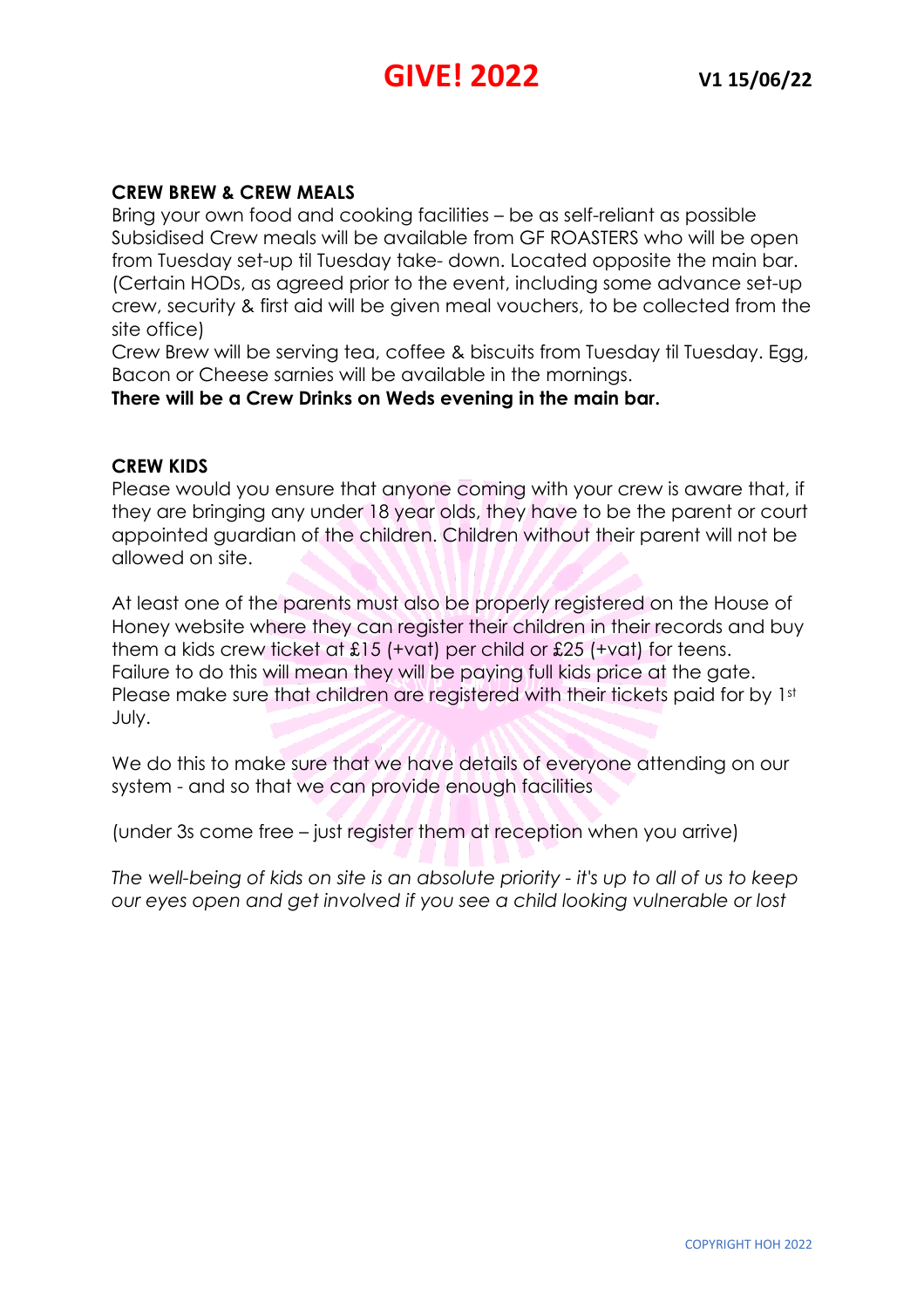## CREW BREW & CREW MEALS

Bring your own food and cooking facilities – be as self-reliant as possible
Subsidised Crew meals will be available from GF ROASTERS who will be open from Tuesday set-up til Tuesday take- down. Located opposite the main bar. (Certain HODs, as agreed prior to the event, including some advance set-up crew, security & first aid will be given meal vouchers, to be collected from the site office)
Crew Brew will be serving tea, coffee & biscuits from Tuesday til Tuesday. Egg, Bacon or Cheese sarnies will be available in the mornings.
**There will be a Crew Drinks on Weds evening in the main bar.**

## CREW KIDS

Please would you ensure that anyone coming with your crew is aware that, if they are bringing any under 18 year olds, they have to be the parent or court appointed guardian of the children. Children without their parent will not be allowed on site.

At least one of the parents must also be properly registered on the House of Honey website where they can register their children in their records and buy them a kids crew ticket at £15 (+vat) per child or £25 (+vat) for teens. Failure to do this will mean they will be paying full kids price at the gate. Please make sure that children are registered with their tickets paid for by 1st July.

We do this to make sure that we have details of everyone attending on our system - and so that we can provide enough facilities

(under 3s come free – just register them at reception when you arrive)

*The well-being of kids on site is an absolute priority - it's up to all of us to keep our eyes open and get involved if you see a child looking vulnerable or lost*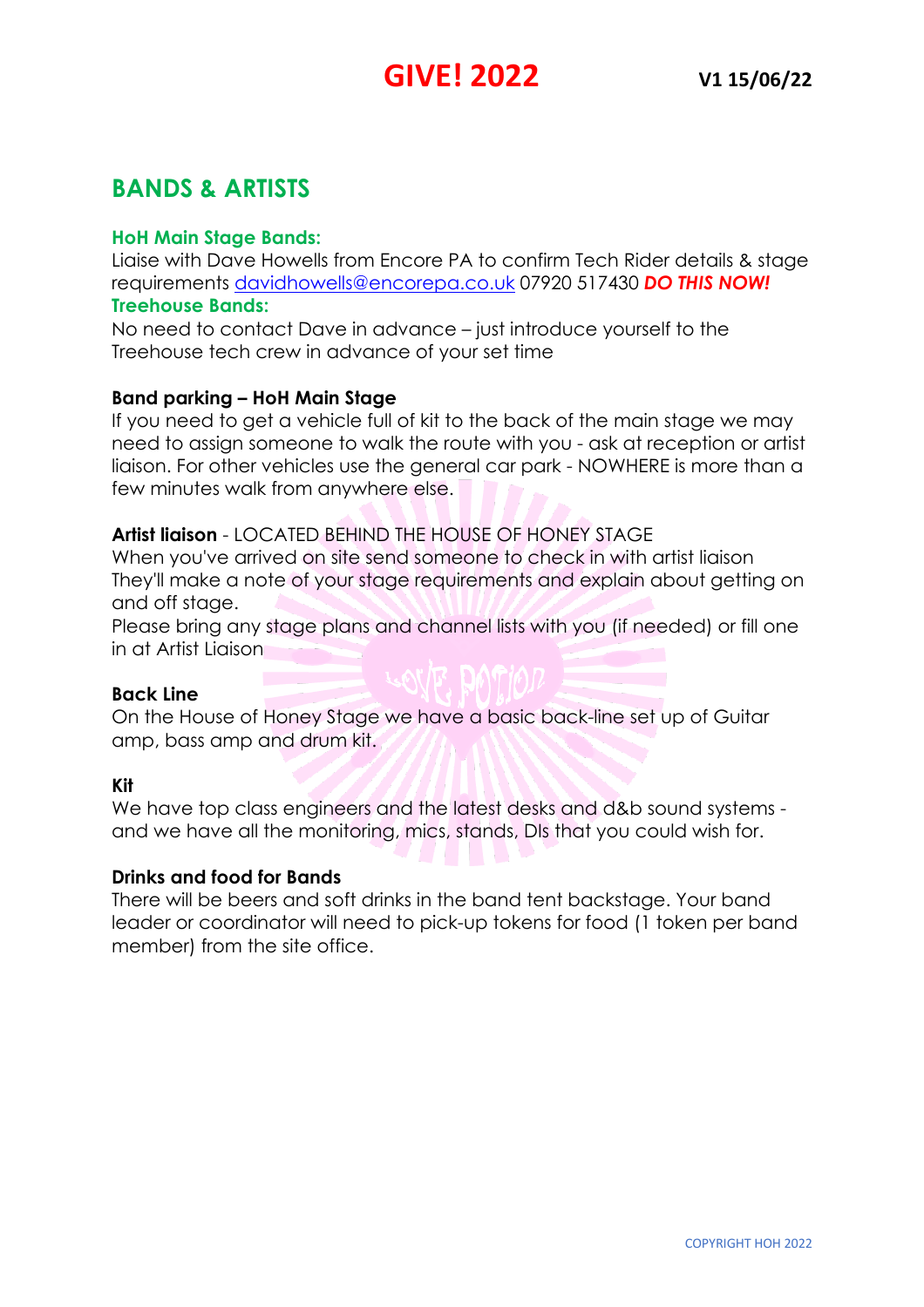# GIVE! 2022

**V1 15/06/22**

## BANDS & ARTISTS

**HoH Main Stage Bands:**
Liaise with Dave Howells from Encore PA to confirm Tech Rider details & stage requirements davidhowells@encorepa.co.uk 07920 517430 ***DO THIS NOW!***

**Treehouse Bands:**
No need to contact Dave in advance – just introduce yourself to the Treehouse tech crew in advance of your set time

**Band parking – HoH Main Stage**
If you need to get a vehicle full of kit to the back of the main stage we may need to assign someone to walk the route with you - ask at reception or artist liaison. For other vehicles use the general car park - NOWHERE is more than a few minutes walk from anywhere else.

**Artist liaison** - LOCATED BEHIND THE HOUSE OF HONEY STAGE
When you've arrived on site send someone to check in with artist liaison They'll make a note of your stage requirements and explain about getting on and off stage.
Please bring any stage plans and channel lists with you (if needed) or fill one in at Artist Liaison

**Back Line**
On the House of Honey Stage we have a basic back-line set up of Guitar amp, bass amp and drum kit.

**Kit**
We have top class engineers and the latest desks and d&b sound systems - and we have all the monitoring, mics, stands, DIs that you could wish for.

**Drinks and food for Bands**
There will be beers and soft drinks in the band tent backstage. Your band leader or coordinator will need to pick-up tokens for food (1 token per band member) from the site office.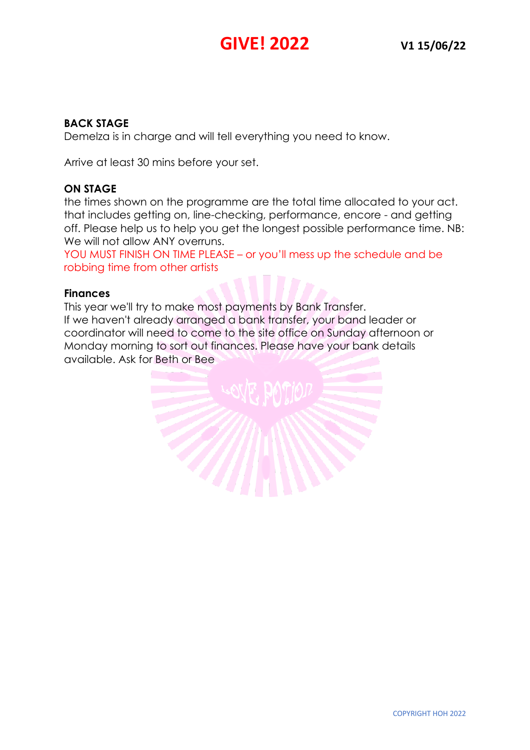# GIVE! 2022

**V1 15/06/22**

**BACK STAGE**

Demelza is in charge and will tell everything you need to know.

Arrive at least 30 mins before your set.

**ON STAGE**

the times shown on the programme are the total time allocated to your act. that includes getting on, line-checking, performance, encore - and getting off. Please help us to help you get the longest possible performance time. NB: We will not allow ANY overruns.

YOU MUST FINISH ON TIME PLEASE – or you'll mess up the schedule and be robbing time from other artists

**Finances**

This year we'll try to make most payments by Bank Transfer.
If we haven't already arranged a bank transfer, your band leader or coordinator will need to come to the site office on Sunday afternoon or Monday morning to sort out finances. Please have your bank details available. Ask for Beth or Bee

COPYRIGHT HOH 2022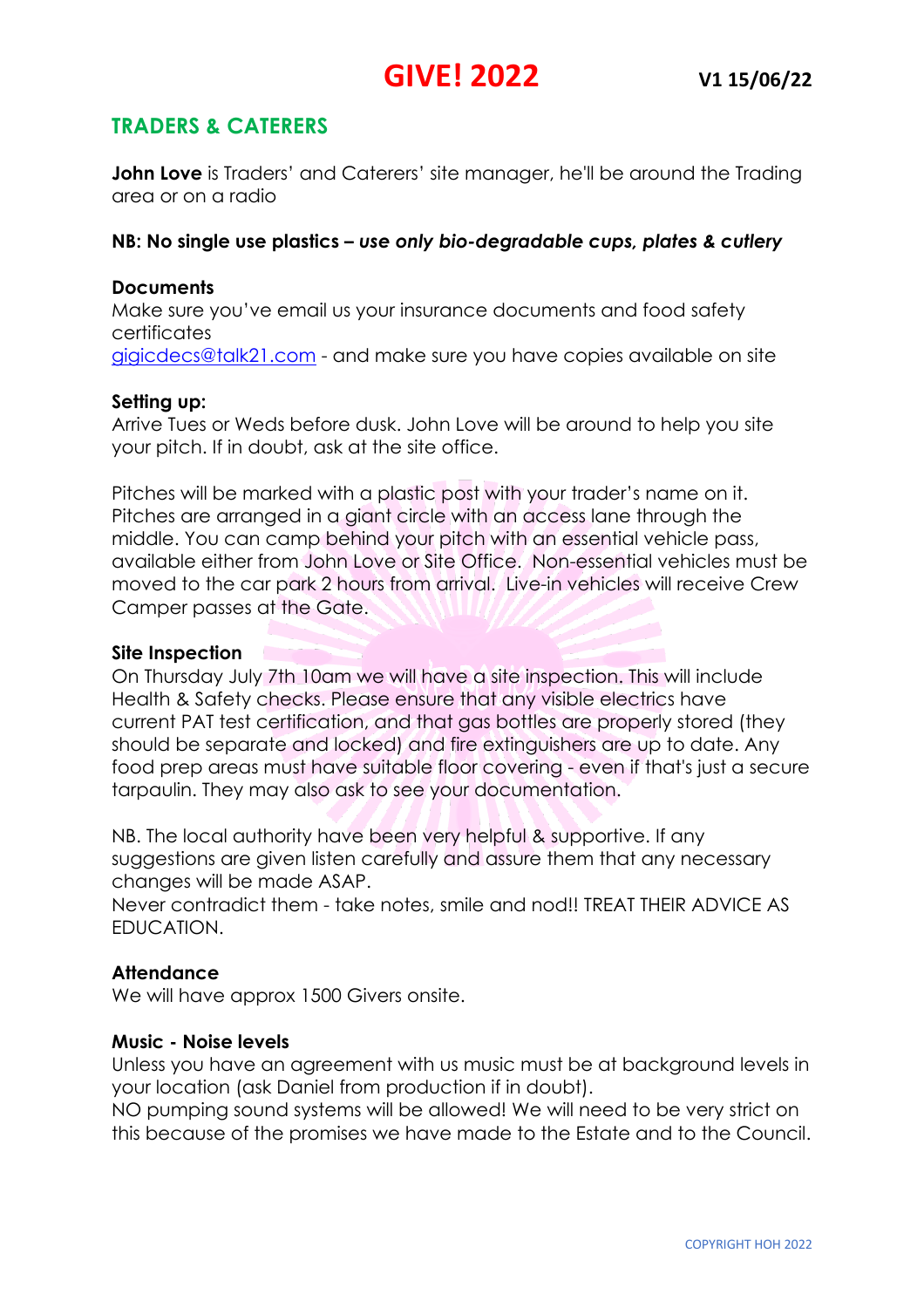# GIVE! 2022

**V1 15/06/22**

## TRADERS & CATERERS

**John Love** is Traders' and Caterers' site manager, he'll be around the Trading area or on a radio

**NB: No single use plastics –** ***use only bio-degradable cups, plates & cutlery***

### Documents

Make sure you've email us your insurance documents and food safety certificates
gigicdecs@talk21.com - and make sure you have copies available on site

### Setting up:

Arrive Tues or Weds before dusk. John Love will be around to help you site your pitch. If in doubt, ask at the site office.

Pitches will be marked with a plastic post with your trader's name on it. Pitches are arranged in a giant circle with an access lane through the middle. You can camp behind your pitch with an essential vehicle pass, available either from John Love or Site Office. Non-essential vehicles must be moved to the car park 2 hours from arrival. Live-in vehicles will receive Crew Camper passes at the Gate.

### Site Inspection

On Thursday July 7th 10am we will have a site inspection. This will include Health & Safety checks. Please ensure that any visible electrics have current PAT test certification, and that gas bottles are properly stored (they should be separate and locked) and fire extinguishers are up to date. Any food prep areas must have suitable floor covering - even if that's just a secure tarpaulin. They may also ask to see your documentation.

NB. The local authority have been very helpful & supportive. If any suggestions are given listen carefully and assure them that any necessary changes will be made ASAP.
Never contradict them - take notes, smile and nod!! TREAT THEIR ADVICE AS EDUCATION.

### Attendance

We will have approx 1500 Givers onsite.

### Music - Noise levels

Unless you have an agreement with us music must be at background levels in your location (ask Daniel from production if in doubt).
NO pumping sound systems will be allowed! We will need to be very strict on this because of the promises we have made to the Estate and to the Council.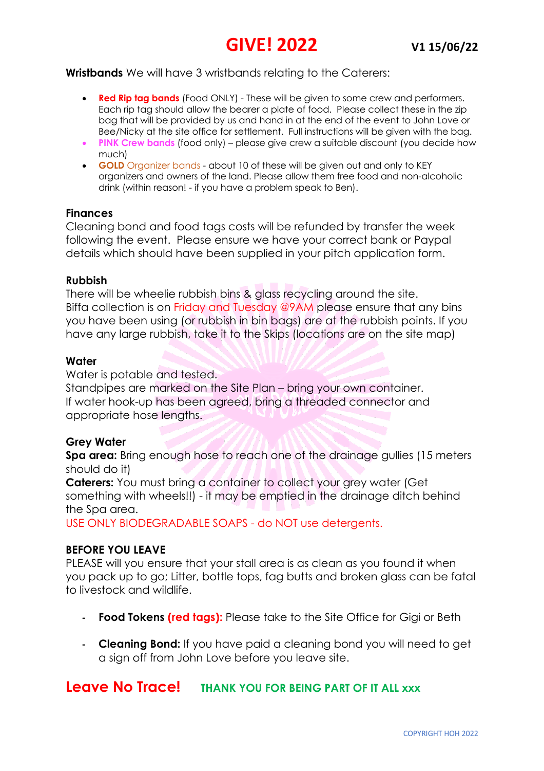# GIVE! 2022

**V1 15/06/22**

**Wristbands** We will have 3 wristbands relating to the Caterers:

- **Red Rip tag bands** (Food ONLY) - These will be given to some crew and performers. Each rip tag should allow the bearer a plate of food. Please collect these in the zip bag that will be provided by us and hand in at the end of the event to John Love or Bee/Nicky at the site office for settlement. Full instructions will be given with the bag.
- **PINK Crew bands** (food only) – please give crew a suitable discount (you decide how much)
- **GOLD** Organizer bands - about 10 of these will be given out and only to KEY organizers and owners of the land. Please allow them free food and non-alcoholic drink (within reason! - if you have a problem speak to Ben).

### Finances

Cleaning bond and food tags costs will be refunded by transfer the week following the event. Please ensure we have your correct bank or Paypal details which should have been supplied in your pitch application form.

### Rubbish

There will be wheelie rubbish bins & glass recycling around the site.
Biffa collection is on Friday and Tuesday @9AM please ensure that any bins you have been using (or rubbish in bin bags) are at the rubbish points. If you have any large rubbish, take it to the Skips (locations are on the site map)

### Water

Water is potable and tested.
Standpipes are marked on the Site Plan – bring your own container.
If water hook-up has been agreed, bring a threaded connector and appropriate hose lengths.

### Grey Water

**Spa area:** Bring enough hose to reach one of the drainage gullies (15 meters should do it)
**Caterers:** You must bring a container to collect your grey water (Get something with wheels!!) - it may be emptied in the drainage ditch behind the Spa area.
USE ONLY BIODEGRADABLE SOAPS - do NOT use detergents.

### BEFORE YOU LEAVE

PLEASE will you ensure that your stall area is as clean as you found it when you pack up to go; Litter, bottle tops, fag butts and broken glass can be fatal to livestock and wildlife.

- **Food Tokens (red tags):** Please take to the Site Office for Gigi or Beth
- **Cleaning Bond:** If you have paid a cleaning bond you will need to get a sign off from John Love before you leave site.

**Leave No Trace!** **THANK YOU FOR BEING PART OF IT ALL xxx**

COPYRIGHT HOH 2022